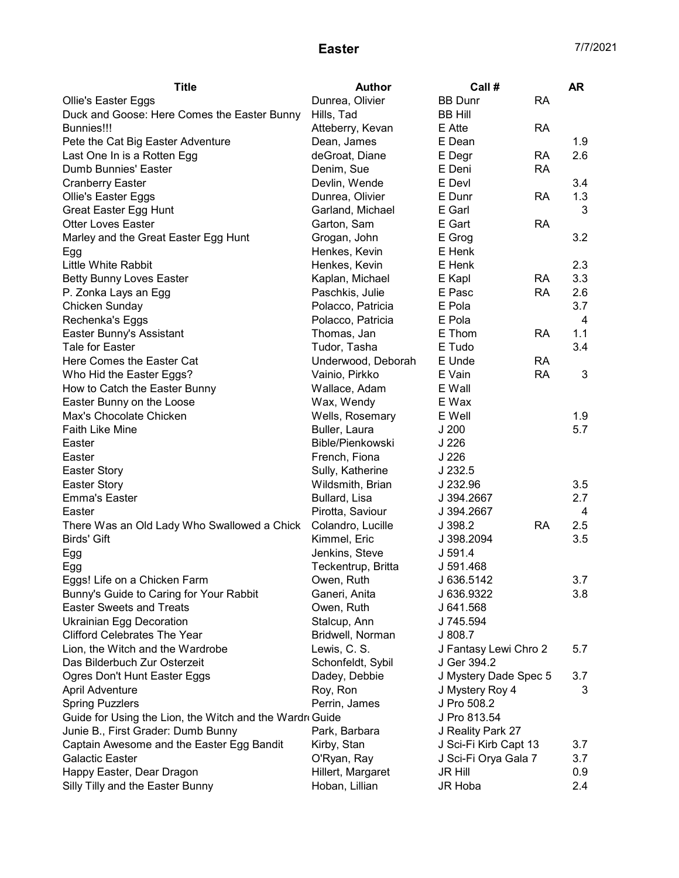# Easter

7/7/2021

| Title | Author | Call # | | AR |
|---|---|---|---|---|
| Ollie's Easter Eggs | Dunrea, Olivier | BB Dunr | RA | |
| Duck and Goose: Here Comes the Easter Bunny | Hills, Tad | BB Hill | | |
| Bunnies!!! | Atteberry, Kevan | E Atte | RA | |
| Pete the Cat Big Easter Adventure | Dean, James | E Dean | | 1.9 |
| Last One In is a Rotten Egg | deGroat, Diane | E Degr | RA | 2.6 |
| Dumb Bunnies' Easter | Denim, Sue | E Deni | RA | |
| Cranberry Easter | Devlin, Wende | E Devl | | 3.4 |
| Ollie's Easter Eggs | Dunrea, Olivier | E Dunr | RA | 1.3 |
| Great Easter Egg Hunt | Garland, Michael | E Garl | | 3 |
| Otter Loves Easter | Garton, Sam | E Gart | RA | |
| Marley and the Great Easter Egg Hunt | Grogan, John | E Grog | | 3.2 |
| Egg | Henkes, Kevin | E Henk | | |
| Little White Rabbit | Henkes, Kevin | E Henk | | 2.3 |
| Betty Bunny Loves Easter | Kaplan, Michael | E Kapl | RA | 3.3 |
| P. Zonka Lays an Egg | Paschkis, Julie | E Pasc | RA | 2.6 |
| Chicken Sunday | Polacco, Patricia | E Pola | | 3.7 |
| Rechenka's Eggs | Polacco, Patricia | E Pola | | 4 |
| Easter Bunny's Assistant | Thomas, Jan | E Thom | RA | 1.1 |
| Tale for Easter | Tudor, Tasha | E Tudo | | 3.4 |
| Here Comes the Easter Cat | Underwood, Deborah | E Unde | RA | |
| Who Hid the Easter Eggs? | Vainio, Pirkko | E Vain | RA | 3 |
| How to Catch the Easter Bunny | Wallace, Adam | E Wall | | |
| Easter Bunny on the Loose | Wax, Wendy | E Wax | | |
| Max's Chocolate Chicken | Wells, Rosemary | E Well | | 1.9 |
| Faith Like Mine | Buller, Laura | J 200 | | 5.7 |
| Easter | Bible/Pienkowski | J 226 | | |
| Easter | French, Fiona | J 226 | | |
| Easter Story | Sully, Katherine | J 232.5 | | |
| Easter Story | Wildsmith, Brian | J 232.96 | | 3.5 |
| Emma's Easter | Bullard, Lisa | J 394.2667 | | 2.7 |
| Easter | Pirotta, Saviour | J 394.2667 | | 4 |
| There Was an Old Lady Who Swallowed a Chick | Colandro, Lucille | J 398.2 | RA | 2.5 |
| Birds' Gift | Kimmel, Eric | J 398.2094 | | 3.5 |
| Egg | Jenkins, Steve | J 591.4 | | |
| Egg | Teckentrup, Britta | J 591.468 | | |
| Eggs! Life on a Chicken Farm | Owen, Ruth | J 636.5142 | | 3.7 |
| Bunny's Guide to Caring for Your Rabbit | Ganeri, Anita | J 636.9322 | | 3.8 |
| Easter Sweets and Treats | Owen, Ruth | J 641.568 | | |
| Ukrainian Egg Decoration | Stalcup, Ann | J 745.594 | | |
| Clifford Celebrates The Year | Bridwell, Norman | J 808.7 | | |
| Lion, the Witch and the Wardrobe | Lewis, C. S. | J Fantasy Lewi Chro 2 | | 5.7 |
| Das Bilderbuch Zur Osterzeit | Schonfeldt, Sybil | J Ger 394.2 | | |
| Ogres Don't Hunt Easter Eggs | Dadey, Debbie | J Mystery Dade Spec 5 | | 3.7 |
| April Adventure | Roy, Ron | J Mystery Roy 4 | | 3 |
| Spring Puzzlers | Perrin, James | J Pro 508.2 | | |
| Guide for Using the Lion, the Witch and the Wardr | Guide | J Pro 813.54 | | |
| Junie B., First Grader: Dumb Bunny | Park, Barbara | J Reality Park 27 | | |
| Captain Awesome and the Easter Egg Bandit | Kirby, Stan | J Sci-Fi Kirb Capt 13 | | 3.7 |
| Galactic Easter | O'Ryan, Ray | J Sci-Fi Orya Gala 7 | | 3.7 |
| Happy Easter, Dear Dragon | Hillert, Margaret | JR Hill | | 0.9 |
| Silly Tilly and the Easter Bunny | Hoban, Lillian | JR Hoba | | 2.4 |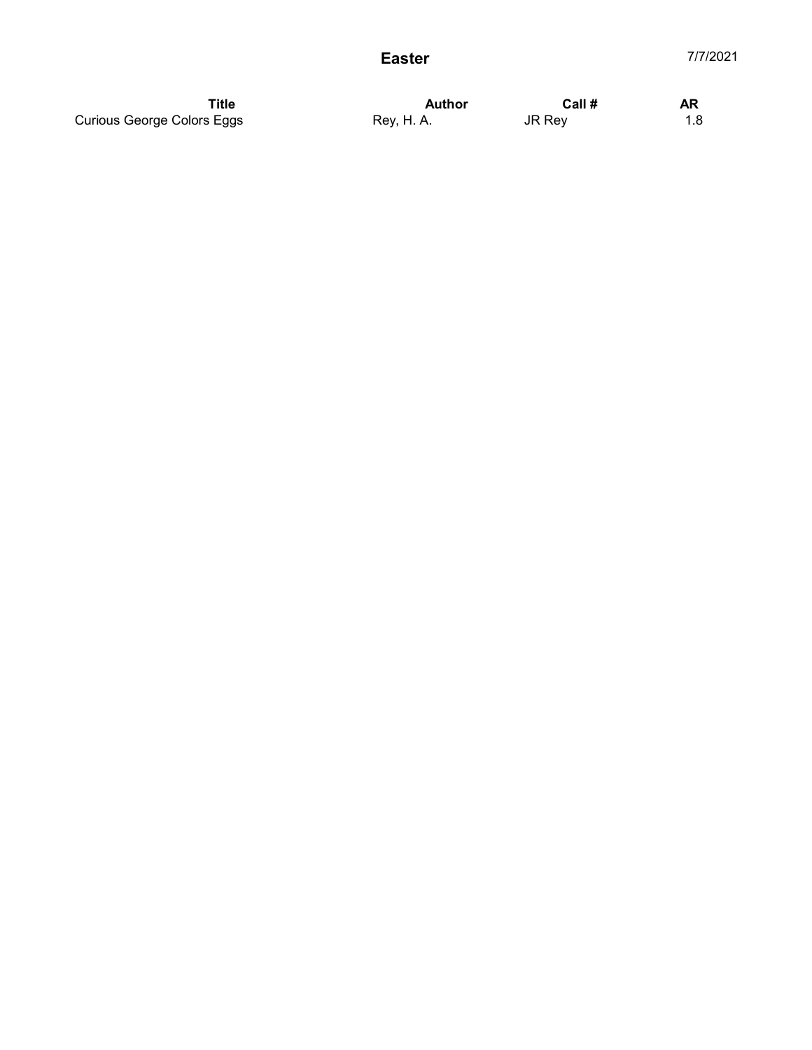# Easter

7/7/2021

| Title | Author | Call # | AR |
|---|---|---|---|
| Curious George Colors Eggs | Rey, H. A. | JR Rey | 1.8 |